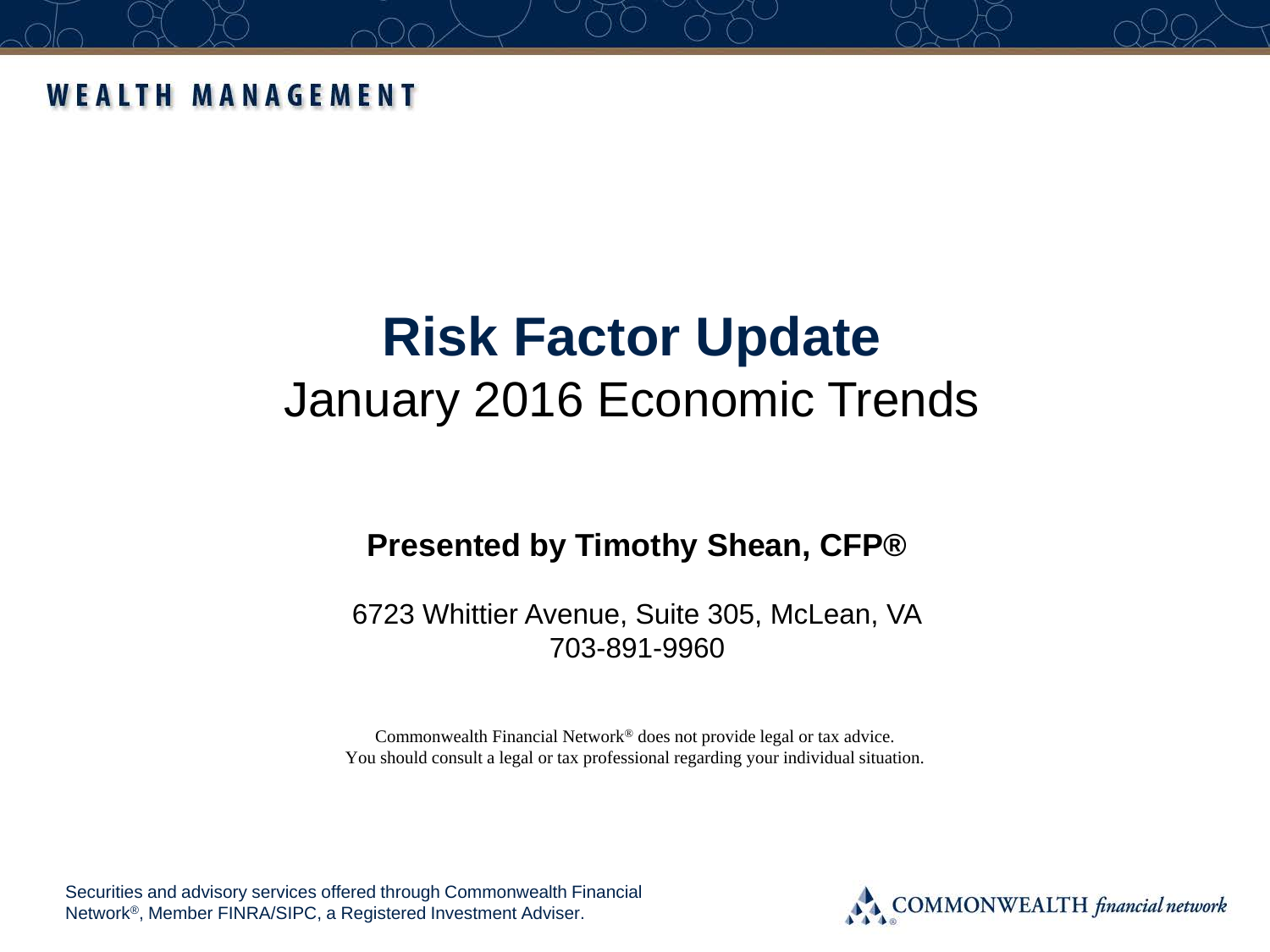WEALTH MANAGEMENT

# Risk Factor Update

## January 2016 Economic Trends

**Presented by Timothy Shean, CFP®**

6723 Whittier Avenue, Suite 305, McLean, VA
703-891-9960

Commonwealth Financial Network® does not provide legal or tax advice.
You should consult a legal or tax professional regarding your individual situation.

Securities and advisory services offered through Commonwealth Financial Network®, Member FINRA/SIPC, a Registered Investment Adviser.

COMMONWEALTH *financial network*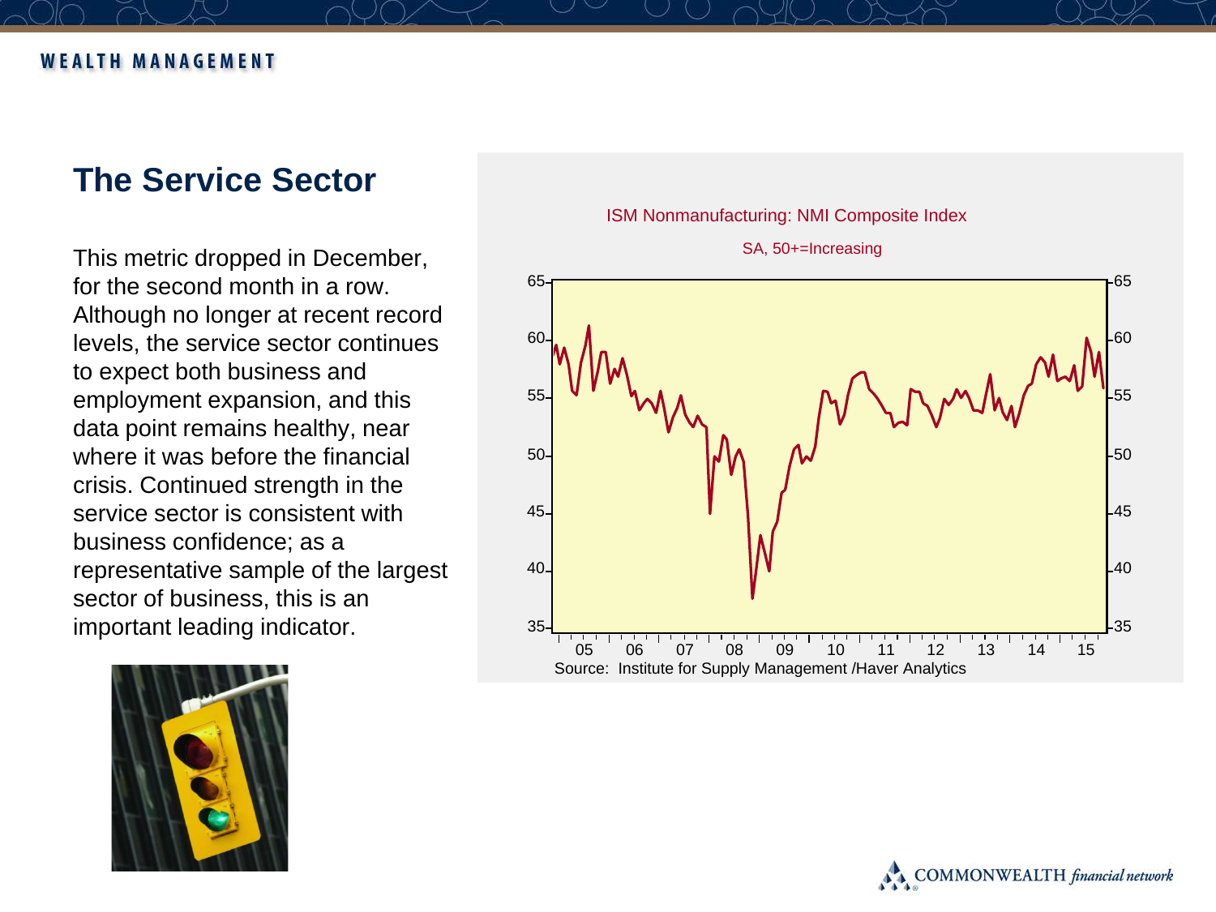## The Service Sector

This metric dropped in December, for the second month in a row. Although no longer at recent record levels, the service sector continues to expect both business and employment expansion, and this data point remains healthy, near where it was before the financial crisis. Continued strength in the service sector is consistent with business confidence; as a representative sample of the largest sector of business, this is an important leading indicator.

ISM Nonmanufacturing: NMI Composite Index

SA, 50+=Increasing

Source: Institute for Supply Management /Haver Analytics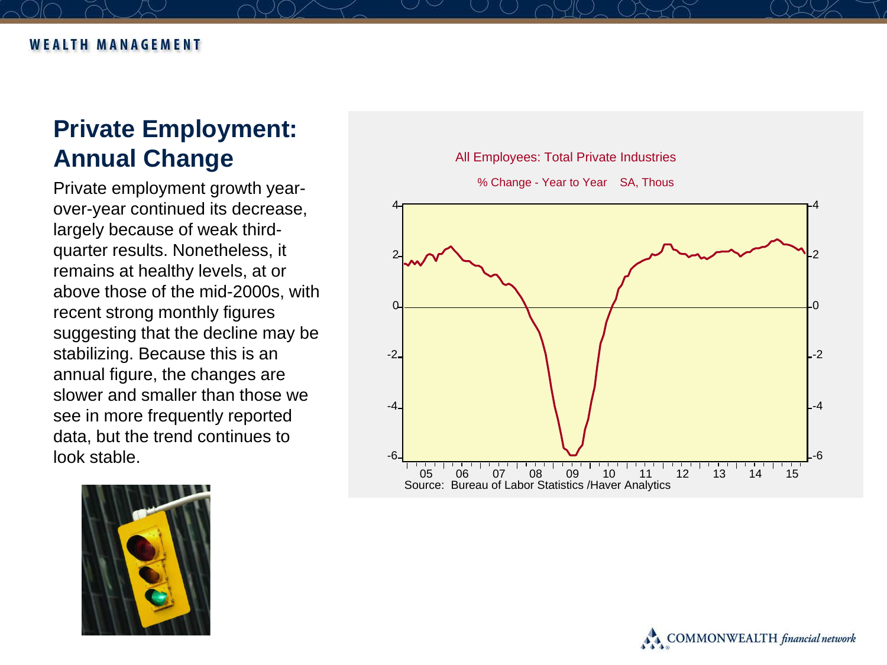## Private Employment: Annual Change

Private employment growth year-over-year continued its decrease, largely because of weak third-quarter results. Nonetheless, it remains at healthy levels, at or above those of the mid-2000s, with recent strong monthly figures suggesting that the decline may be stabilizing. Because this is an annual figure, the changes are slower and smaller than those we see in more frequently reported data, but the trend continues to look stable.

All Employees: Total Private Industries

% Change - Year to Year SA, Thous

Source: Bureau of Labor Statistics /Haver Analytics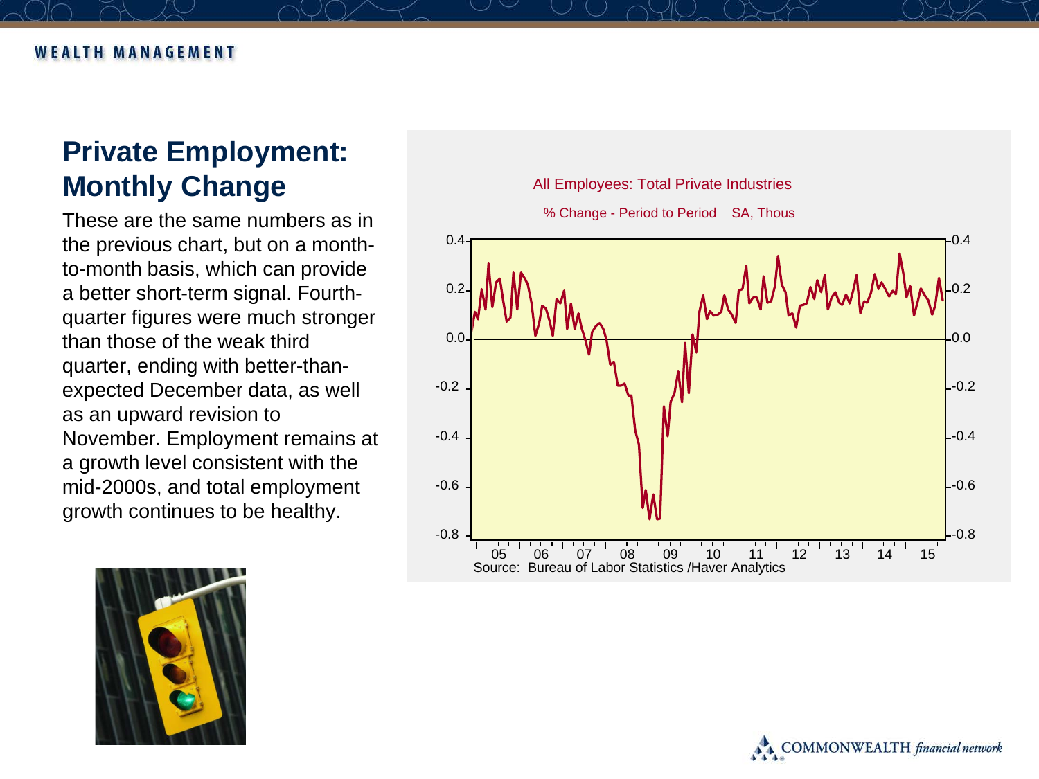# Private Employment: Monthly Change

These are the same numbers as in the previous chart, but on a month-to-month basis, which can provide a better short-term signal. Fourth-quarter figures were much stronger than those of the weak third quarter, ending with better-than-expected December data, as well as an upward revision to November. Employment remains at a growth level consistent with the mid-2000s, and total employment growth continues to be healthy.

All Employees: Total Private Industries

% Change - Period to Period SA, Thous

Source: Bureau of Labor Statistics /Haver Analytics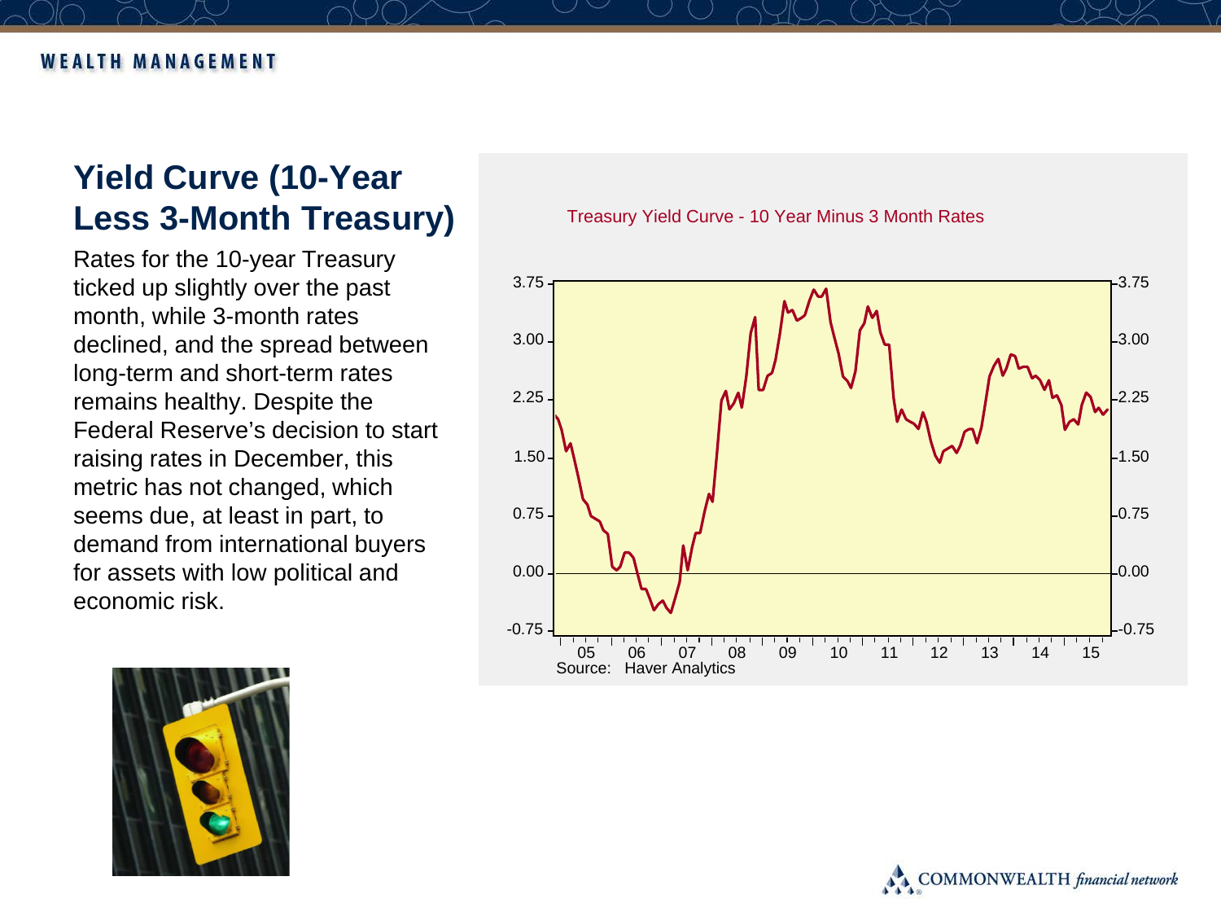# Yield Curve (10-Year Less 3-Month Treasury)

Rates for the 10-year Treasury ticked up slightly over the past month, while 3-month rates declined, and the spread between long-term and short-term rates remains healthy. Despite the Federal Reserve's decision to start raising rates in December, this metric has not changed, which seems due, at least in part, to demand from international buyers for assets with low political and economic risk.

Treasury Yield Curve - 10 Year Minus 3 Month Rates

Source: Haver Analytics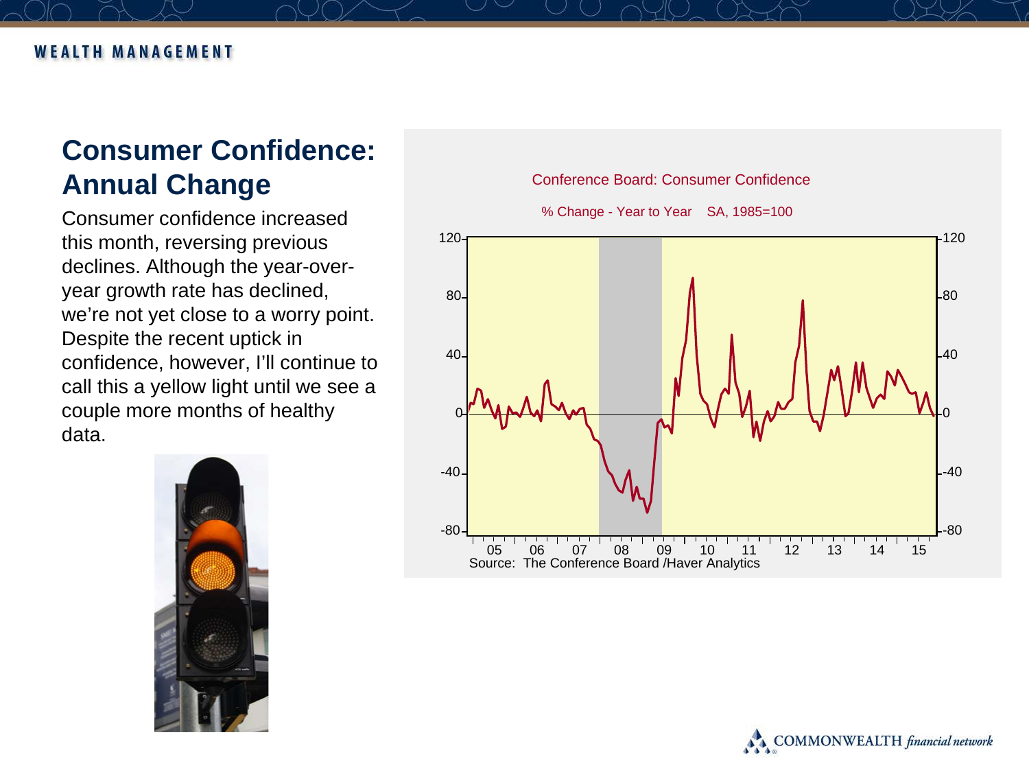# Consumer Confidence: Annual Change

Consumer confidence increased this month, reversing previous declines. Although the year-over-year growth rate has declined, we're not yet close to a worry point. Despite the recent uptick in confidence, however, I'll continue to call this a yellow light until we see a couple more months of healthy data.

Conference Board: Consumer Confidence

% Change - Year to Year SA, 1985=100

Source: The Conference Board /Haver Analytics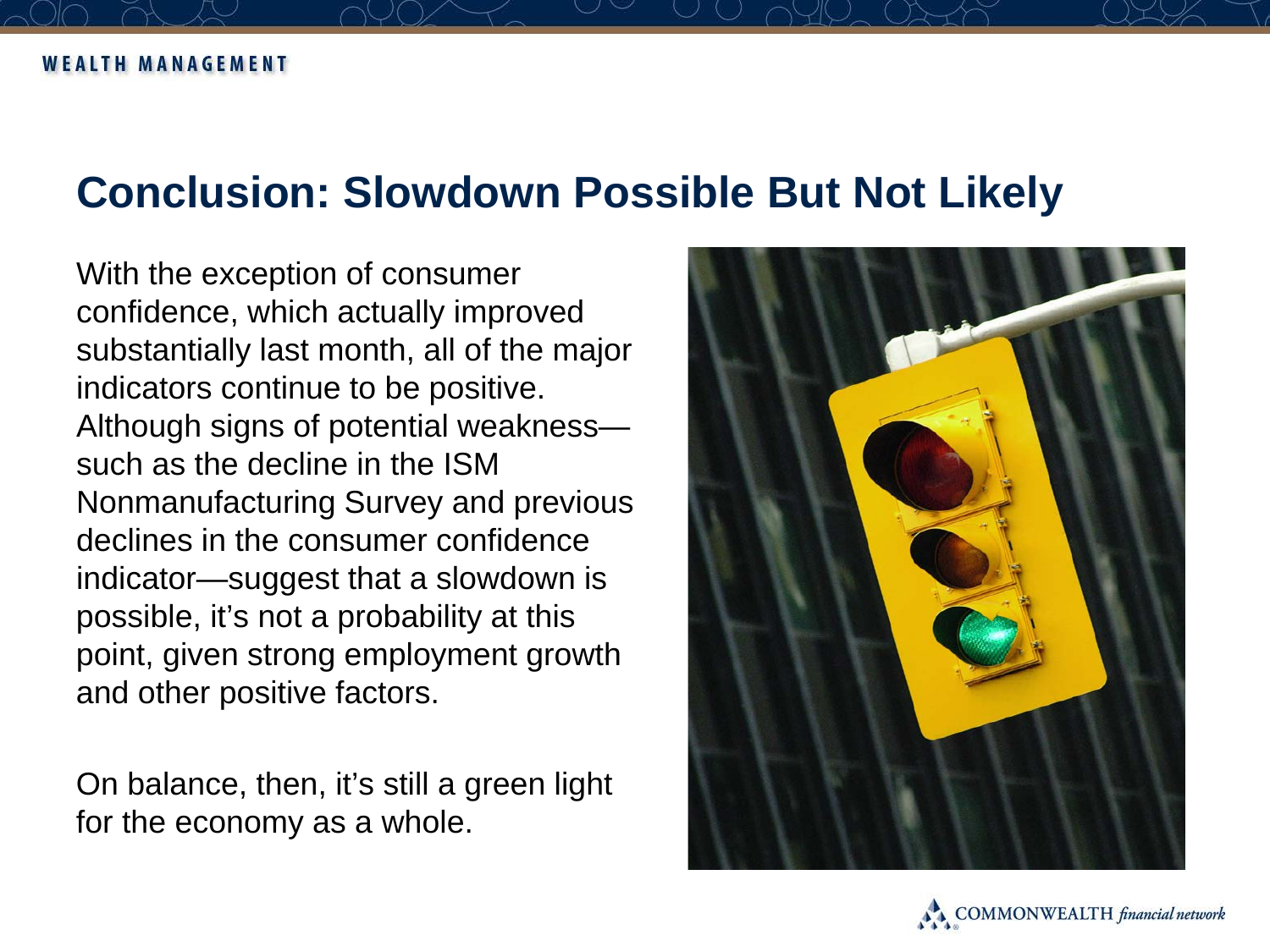# Conclusion: Slowdown Possible But Not Likely

With the exception of consumer confidence, which actually improved substantially last month, all of the major indicators continue to be positive. Although signs of potential weakness—such as the decline in the ISM Nonmanufacturing Survey and previous declines in the consumer confidence indicator—suggest that a slowdown is possible, it's not a probability at this point, given strong employment growth and other positive factors.

On balance, then, it's still a green light for the economy as a whole.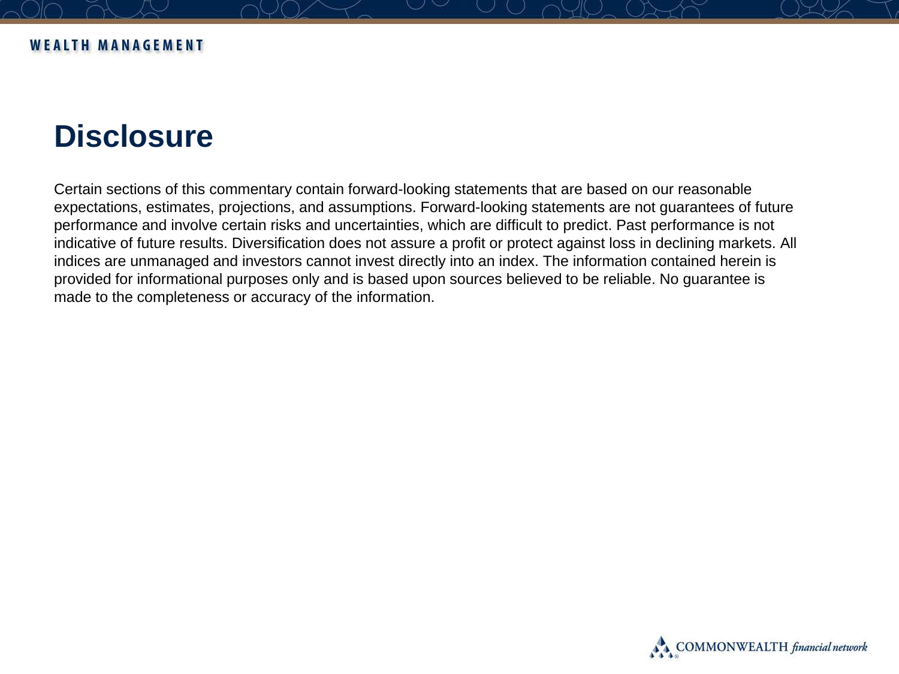# Disclosure

Certain sections of this commentary contain forward-looking statements that are based on our reasonable expectations, estimates, projections, and assumptions. Forward-looking statements are not guarantees of future performance and involve certain risks and uncertainties, which are difficult to predict. Past performance is not indicative of future results. Diversification does not assure a profit or protect against loss in declining markets. All indices are unmanaged and investors cannot invest directly into an index. The information contained herein is provided for informational purposes only and is based upon sources believed to be reliable. No guarantee is made to the completeness or accuracy of the information.